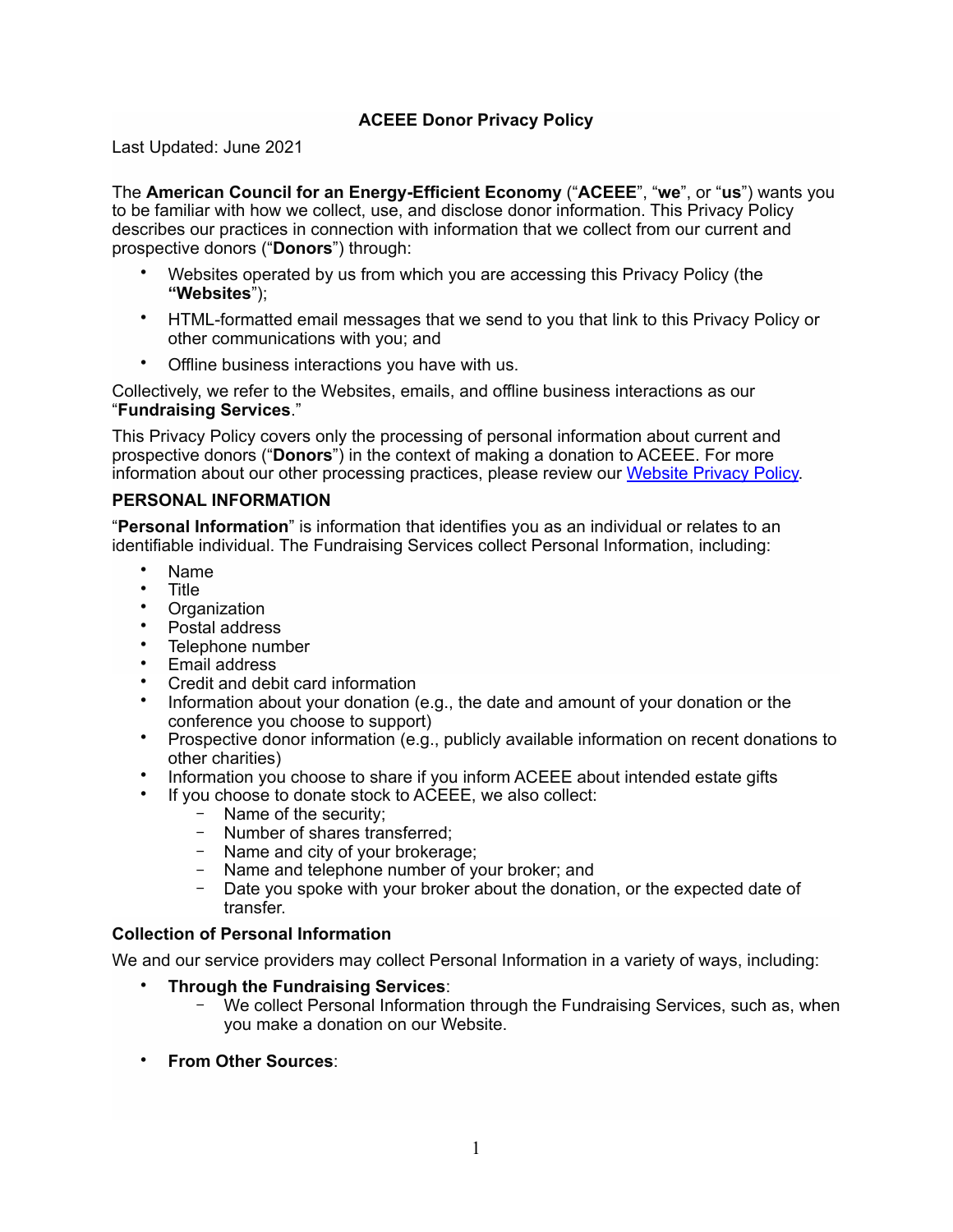# ACEEE Donor Privacy Policy

Last Updated: June 2021

The **American Council for an Energy-Efficient Economy** ("**ACEEE**", "**we**", or "**us**") wants you to be familiar with how we collect, use, and disclose donor information. This Privacy Policy describes our practices in connection with information that we collect from our current and prospective donors ("**Donors**") through:

- Websites operated by us from which you are accessing this Privacy Policy (the **"Websites**");
- HTML-formatted email messages that we send to you that link to this Privacy Policy or other communications with you; and
- Offline business interactions you have with us.

Collectively, we refer to the Websites, emails, and offline business interactions as our "**Fundraising Services**."

This Privacy Policy covers only the processing of personal information about current and prospective donors ("**Donors**") in the context of making a donation to ACEEE. For more information about our other processing practices, please review our [Website Privacy Policy](#).

## PERSONAL INFORMATION

"**Personal Information**" is information that identifies you as an individual or relates to an identifiable individual. The Fundraising Services collect Personal Information, including:

- Name
- Title
- Organization
- Postal address
- Telephone number
- Email address
- Credit and debit card information
- Information about your donation (e.g., the date and amount of your donation or the conference you choose to support)
- Prospective donor information (e.g., publicly available information on recent donations to other charities)
- Information you choose to share if you inform ACEEE about intended estate gifts
- If you choose to donate stock to ACEEE, we also collect:
  - Name of the security;
  - Number of shares transferred;
  - Name and city of your brokerage;
  - Name and telephone number of your broker; and
  - Date you spoke with your broker about the donation, or the expected date of transfer.

### Collection of Personal Information

We and our service providers may collect Personal Information in a variety of ways, including:

- **Through the Fundraising Services**:
  - We collect Personal Information through the Fundraising Services, such as, when you make a donation on our Website.
- **From Other Sources**: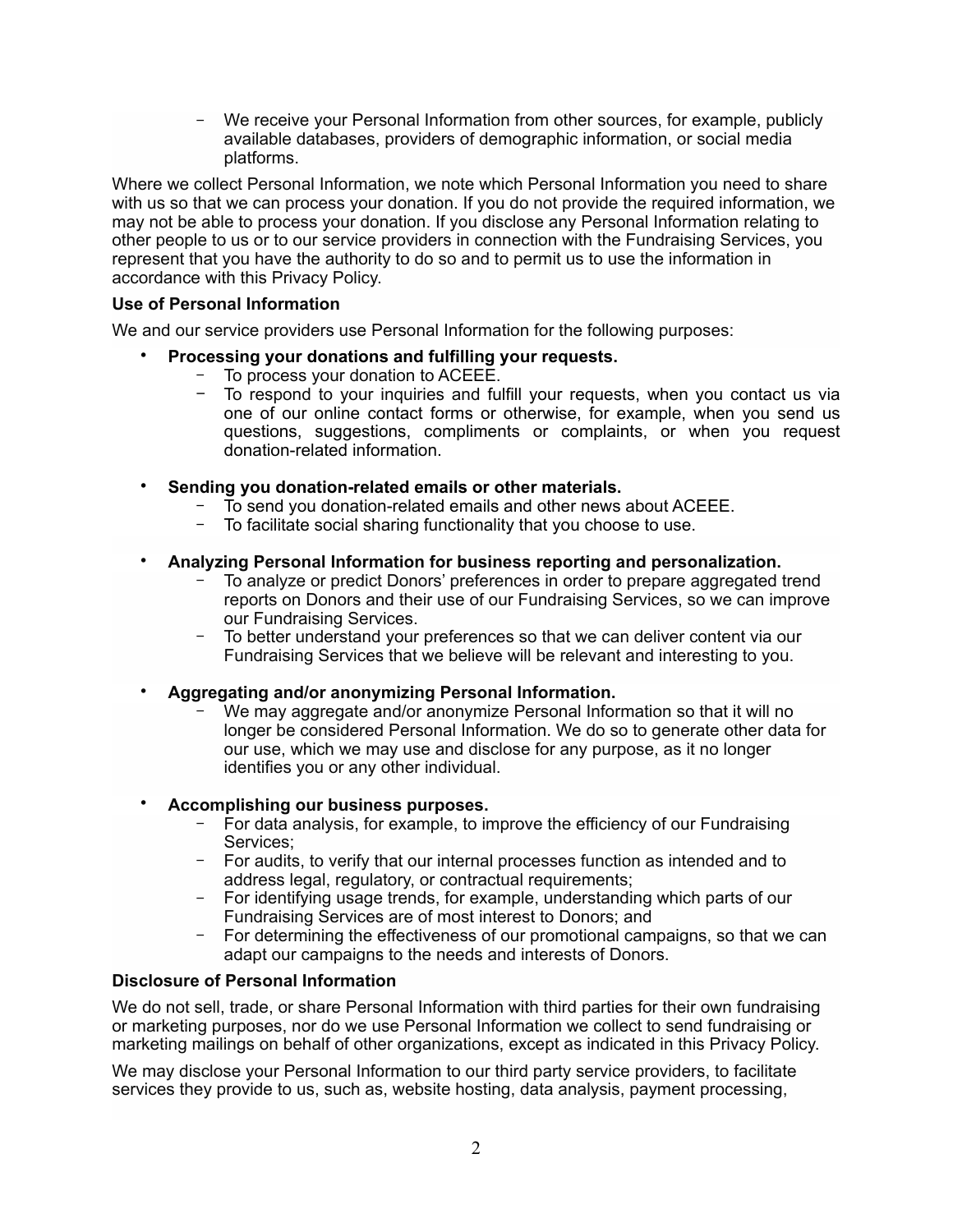- We receive your Personal Information from other sources, for example, publicly available databases, providers of demographic information, or social media platforms.

Where we collect Personal Information, we note which Personal Information you need to share with us so that we can process your donation. If you do not provide the required information, we may not be able to process your donation. If you disclose any Personal Information relating to other people to us or to our service providers in connection with the Fundraising Services, you represent that you have the authority to do so and to permit us to use the information in accordance with this Privacy Policy.

**Use of Personal Information**

We and our service providers use Personal Information for the following purposes:

- **Processing your donations and fulfilling your requests.**
  - To process your donation to ACEEE.
  - To respond to your inquiries and fulfill your requests, when you contact us via one of our online contact forms or otherwise, for example, when you send us questions, suggestions, compliments or complaints, or when you request donation-related information.

- **Sending you donation-related emails or other materials.**
  - To send you donation-related emails and other news about ACEEE.
  - To facilitate social sharing functionality that you choose to use.

- **Analyzing Personal Information for business reporting and personalization.**
  - To analyze or predict Donors' preferences in order to prepare aggregated trend reports on Donors and their use of our Fundraising Services, so we can improve our Fundraising Services.
  - To better understand your preferences so that we can deliver content via our Fundraising Services that we believe will be relevant and interesting to you.

- **Aggregating and/or anonymizing Personal Information.**
  - We may aggregate and/or anonymize Personal Information so that it will no longer be considered Personal Information. We do so to generate other data for our use, which we may use and disclose for any purpose, as it no longer identifies you or any other individual.

- **Accomplishing our business purposes.**
  - For data analysis, for example, to improve the efficiency of our Fundraising Services;
  - For audits, to verify that our internal processes function as intended and to address legal, regulatory, or contractual requirements;
  - For identifying usage trends, for example, understanding which parts of our Fundraising Services are of most interest to Donors; and
  - For determining the effectiveness of our promotional campaigns, so that we can adapt our campaigns to the needs and interests of Donors.

**Disclosure of Personal Information**

We do not sell, trade, or share Personal Information with third parties for their own fundraising or marketing purposes, nor do we use Personal Information we collect to send fundraising or marketing mailings on behalf of other organizations, except as indicated in this Privacy Policy.

We may disclose your Personal Information to our third party service providers, to facilitate services they provide to us, such as, website hosting, data analysis, payment processing,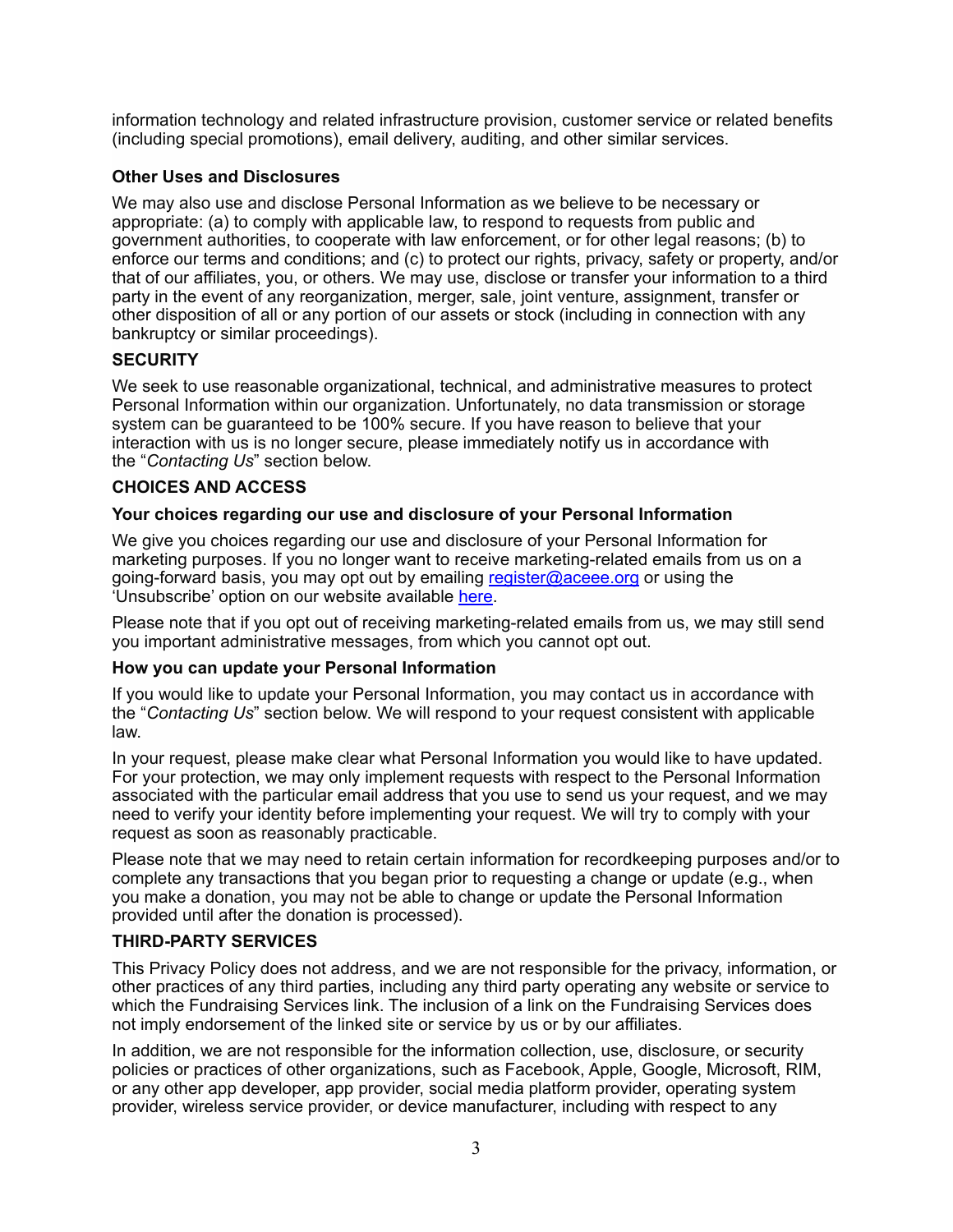information technology and related infrastructure provision, customer service or related benefits (including special promotions), email delivery, auditing, and other similar services.

### Other Uses and Disclosures

We may also use and disclose Personal Information as we believe to be necessary or appropriate: (a) to comply with applicable law, to respond to requests from public and government authorities, to cooperate with law enforcement, or for other legal reasons; (b) to enforce our terms and conditions; and (c) to protect our rights, privacy, safety or property, and/or that of our affiliates, you, or others. We may use, disclose or transfer your information to a third party in the event of any reorganization, merger, sale, joint venture, assignment, transfer or other disposition of all or any portion of our assets or stock (including in connection with any bankruptcy or similar proceedings).

## SECURITY

We seek to use reasonable organizational, technical, and administrative measures to protect Personal Information within our organization. Unfortunately, no data transmission or storage system can be guaranteed to be 100% secure. If you have reason to believe that your interaction with us is no longer secure, please immediately notify us in accordance with the "*Contacting Us*" section below.

## CHOICES AND ACCESS

### Your choices regarding our use and disclosure of your Personal Information

We give you choices regarding our use and disclosure of your Personal Information for marketing purposes. If you no longer want to receive marketing-related emails from us on a going-forward basis, you may opt out by emailing register@aceee.org or using the 'Unsubscribe' option on our website available here.

Please note that if you opt out of receiving marketing-related emails from us, we may still send you important administrative messages, from which you cannot opt out.

### How you can update your Personal Information

If you would like to update your Personal Information, you may contact us in accordance with the "*Contacting Us*" section below. We will respond to your request consistent with applicable law.

In your request, please make clear what Personal Information you would like to have updated. For your protection, we may only implement requests with respect to the Personal Information associated with the particular email address that you use to send us your request, and we may need to verify your identity before implementing your request. We will try to comply with your request as soon as reasonably practicable.

Please note that we may need to retain certain information for recordkeeping purposes and/or to complete any transactions that you began prior to requesting a change or update (e.g., when you make a donation, you may not be able to change or update the Personal Information provided until after the donation is processed).

## THIRD-PARTY SERVICES

This Privacy Policy does not address, and we are not responsible for the privacy, information, or other practices of any third parties, including any third party operating any website or service to which the Fundraising Services link. The inclusion of a link on the Fundraising Services does not imply endorsement of the linked site or service by us or by our affiliates.

In addition, we are not responsible for the information collection, use, disclosure, or security policies or practices of other organizations, such as Facebook, Apple, Google, Microsoft, RIM, or any other app developer, app provider, social media platform provider, operating system provider, wireless service provider, or device manufacturer, including with respect to any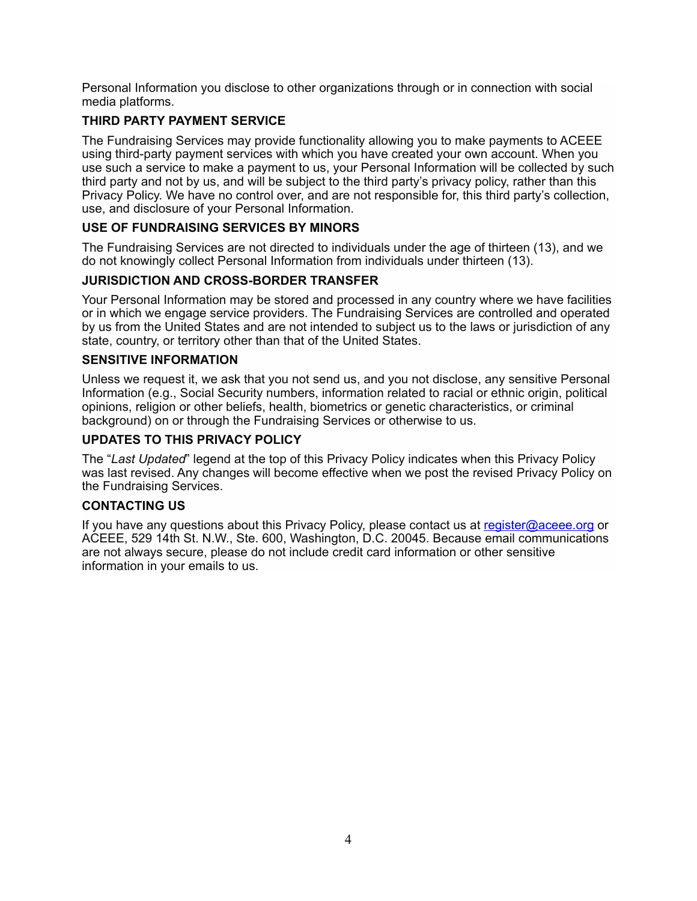Personal Information you disclose to other organizations through or in connection with social media platforms.

**THIRD PARTY PAYMENT SERVICE**

The Fundraising Services may provide functionality allowing you to make payments to ACEEE using third-party payment services with which you have created your own account. When you use such a service to make a payment to us, your Personal Information will be collected by such third party and not by us, and will be subject to the third party's privacy policy, rather than this Privacy Policy. We have no control over, and are not responsible for, this third party's collection, use, and disclosure of your Personal Information.

**USE OF FUNDRAISING SERVICES BY MINORS**

The Fundraising Services are not directed to individuals under the age of thirteen (13), and we do not knowingly collect Personal Information from individuals under thirteen (13).

**JURISDICTION AND CROSS-BORDER TRANSFER**

Your Personal Information may be stored and processed in any country where we have facilities or in which we engage service providers. The Fundraising Services are controlled and operated by us from the United States and are not intended to subject us to the laws or jurisdiction of any state, country, or territory other than that of the United States.

**SENSITIVE INFORMATION**

Unless we request it, we ask that you not send us, and you not disclose, any sensitive Personal Information (e.g., Social Security numbers, information related to racial or ethnic origin, political opinions, religion or other beliefs, health, biometrics or genetic characteristics, or criminal background) on or through the Fundraising Services or otherwise to us.

**UPDATES TO THIS PRIVACY POLICY**

The "*Last Updated*" legend at the top of this Privacy Policy indicates when this Privacy Policy was last revised. Any changes will become effective when we post the revised Privacy Policy on the Fundraising Services.

**CONTACTING US**

If you have any questions about this Privacy Policy, please contact us at register@aceee.org or ACEEE, 529 14th St. N.W., Ste. 600, Washington, D.C. 20045. Because email communications are not always secure, please do not include credit card information or other sensitive information in your emails to us.